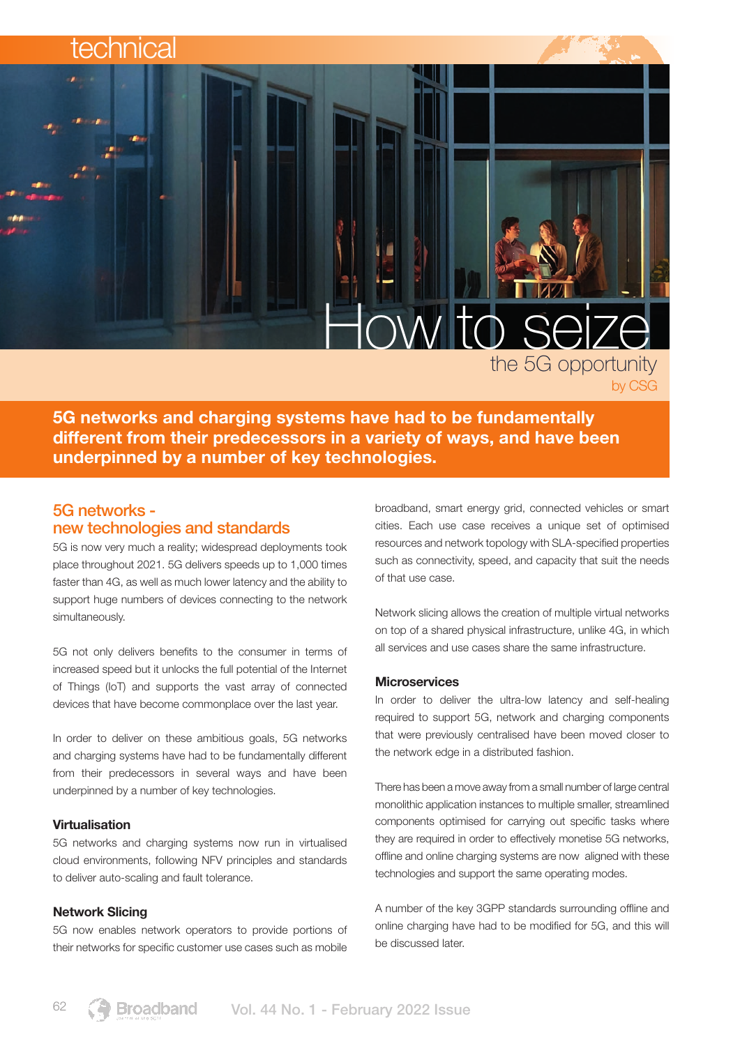# How to seize the 5G opportunity

by CSG

**5G networks and charging systems have had to be fundamentally different from their predecessors in a variety of ways, and have been underpinned by a number of key technologies.**

## 5G networks - new technologies and standards

5G is now very much a reality; widespread deployments took place throughout 2021. 5G delivers speeds up to 1,000 times faster than 4G, as well as much lower latency and the ability to support huge numbers of devices connecting to the network simultaneously.

5G not only delivers benefits to the consumer in terms of increased speed but it unlocks the full potential of the Internet of Things (IoT) and supports the vast array of connected devices that have become commonplace over the last year.

In order to deliver on these ambitious goals, 5G networks and charging systems have had to be fundamentally different from their predecessors in several ways and have been underpinned by a number of key technologies.

### Virtualisation

5G networks and charging systems now run in virtualised cloud environments, following NFV principles and standards to deliver auto-scaling and fault tolerance.

### Network Slicing

5G now enables network operators to provide portions of their networks for specific customer use cases such as mobile broadband, smart energy grid, connected vehicles or smart cities. Each use case receives a unique set of optimised resources and network topology with SLA-specified properties such as connectivity, speed, and capacity that suit the needs of that use case.

Network slicing allows the creation of multiple virtual networks on top of a shared physical infrastructure, unlike 4G, in which all services and use cases share the same infrastructure.

### Microservices

In order to deliver the ultra-low latency and self-healing required to support 5G, network and charging components that were previously centralised have been moved closer to the network edge in a distributed fashion.

There has been a move away from a small number of large central monolithic application instances to multiple smaller, streamlined components optimised for carrying out specific tasks where they are required in order to effectively monetise 5G networks, offline and online charging systems are now aligned with these technologies and support the same operating modes.

A number of the key 3GPP standards surrounding offline and online charging have had to be modified for 5G, and this will be discussed later.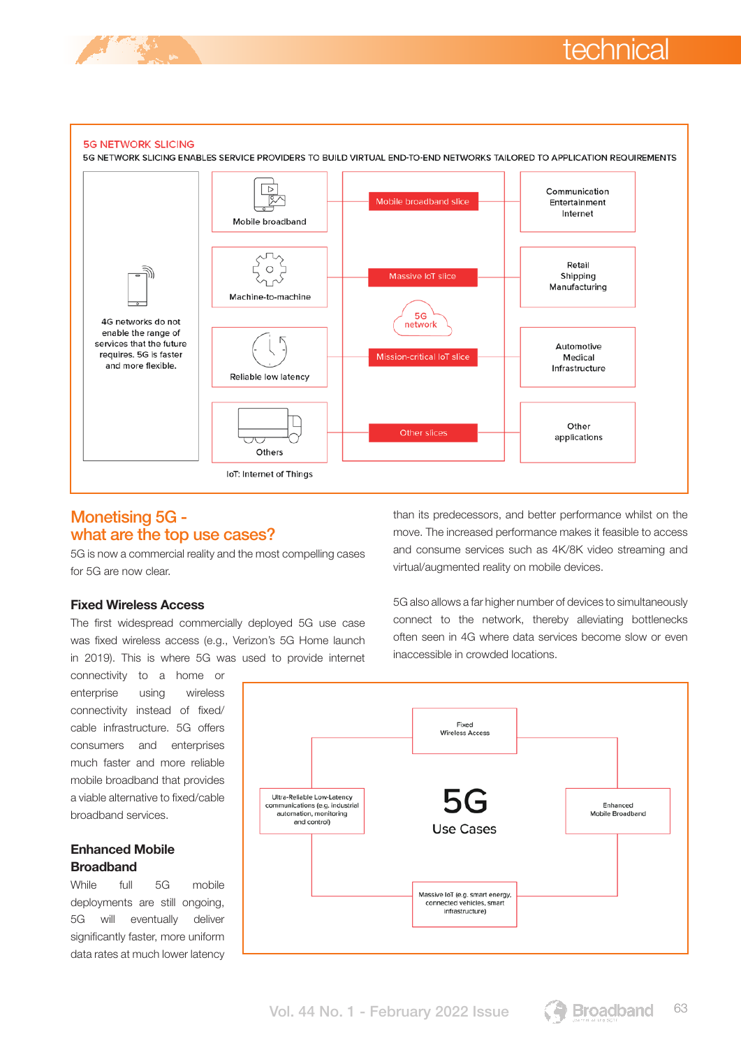5G NETWORK SLICING

5G NETWORK SLICING ENABLES SERVICE PROVIDERS TO BUILD VIRTUAL END-TO-END NETWORKS TAILORED TO APPLICATION REQUIREMENTS

4G networks do not enable the range of services that the future requires. 5G is faster and more flexible.

| | | |
|---|---|---|
| Mobile broadband | Mobile broadband slice | Communication Entertainment Internet |
| Machine-to-machine | Massive IoT slice | Retail Shipping Manufacturing |
| Reliable low latency | Mission-critical IoT slice | Automotive Medical Infrastructure |
| Others | Other slices | Other applications |

5G network

IoT: Internet of Things

## Monetising 5G - what are the top use cases?

5G is now a commercial reality and the most compelling cases for 5G are now clear.

### Fixed Wireless Access

The first widespread commercially deployed 5G use case was fixed wireless access (e.g., Verizon's 5G Home launch in 2019). This is where 5G was used to provide internet connectivity to a home or enterprise using wireless connectivity instead of fixed/cable infrastructure. 5G offers consumers and enterprises much faster and more reliable mobile broadband that provides a viable alternative to fixed/cable broadband services.

### Enhanced Mobile Broadband

While full 5G mobile deployments are still ongoing, 5G will eventually deliver significantly faster, more uniform data rates at much lower latency than its predecessors, and better performance whilst on the move. The increased performance makes it feasible to access and consume services such as 4K/8K video streaming and virtual/augmented reality on mobile devices.

5G also allows a far higher number of devices to simultaneously connect to the network, thereby alleviating bottlenecks often seen in 4G where data services become slow or even inaccessible in crowded locations.

5G Use Cases

- Fixed Wireless Access
- Enhanced Mobile Broadband
- Massive IoT (e.g. smart energy, connected vehicles, smart infrastructure)
- Ultra-Reliable Low-Latency communications (e.g. industrial automation, monitoring and control)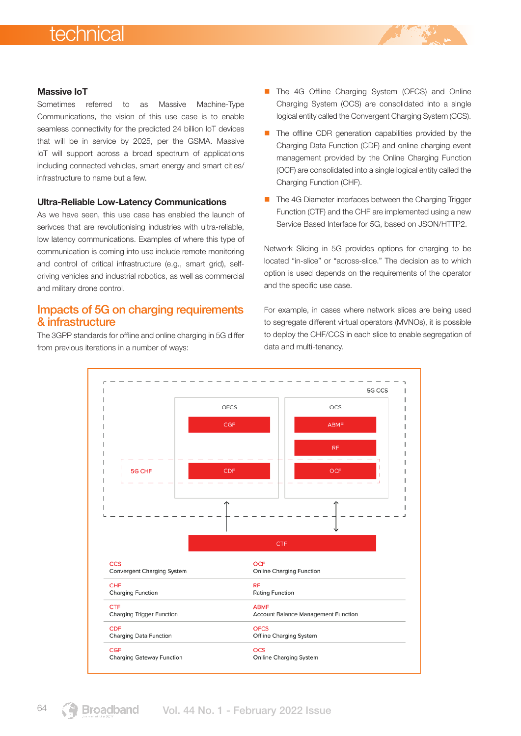### Massive IoT

Sometimes referred to as Massive Machine-Type Communications, the vision of this use case is to enable seamless connectivity for the predicted 24 billion IoT devices that will be in service by 2025, per the GSMA. Massive IoT will support across a broad spectrum of applications including connected vehicles, smart energy and smart cities/ infrastructure to name but a few.

### Ultra-Reliable Low-Latency Communications

As we have seen, this use case has enabled the launch of serivces that are revolutionising industries with ultra-reliable, low latency communications. Examples of where this type of communication is coming into use include remote monitoring and control of critical infrastructure (e.g., smart grid), self-driving vehicles and industrial robotics, as well as commercial and military drone control.

## Impacts of 5G on charging requirements & infrastructure

The 3GPP standards for offline and online charging in 5G differ from previous iterations in a number of ways:

- The 4G Offline Charging System (OFCS) and Online Charging System (OCS) are consolidated into a single logical entity called the Convergent Charging System (CCS).
- The offline CDR generation capabilities provided by the Charging Data Function (CDF) and online charging event management provided by the Online Charging Function (OCF) are consolidated into a single logical entity called the Charging Function (CHF).
- The 4G Diameter interfaces between the Charging Trigger Function (CTF) and the CHF are implemented using a new Service Based Interface for 5G, based on JSON/HTTP2.

Network Slicing in 5G provides options for charging to be located “in-slice” or “across-slice.” The decision as to which option is used depends on the requirements of the operator and the specific use case.

For example, in cases where network slices are being used to segregate different virtual operators (MVNOs), it is possible to deploy the CHF/CCS in each slice to enable segregation of data and multi-tenancy.

| | |
|---|---|
| CCS<br>Convergent Charging System | OCF<br>Online Charging Function |
| CHF<br>Charging Function | RF<br>Rating Function |
| CTF<br>Charging Trigger Function | ABMF<br>Account Balance Management Function |
| CDF<br>Charging Data Function | OFCS<br>Offline Charging System |
| CGF<br>Charging Gateway Function | OCS<br>Onlline Charging System |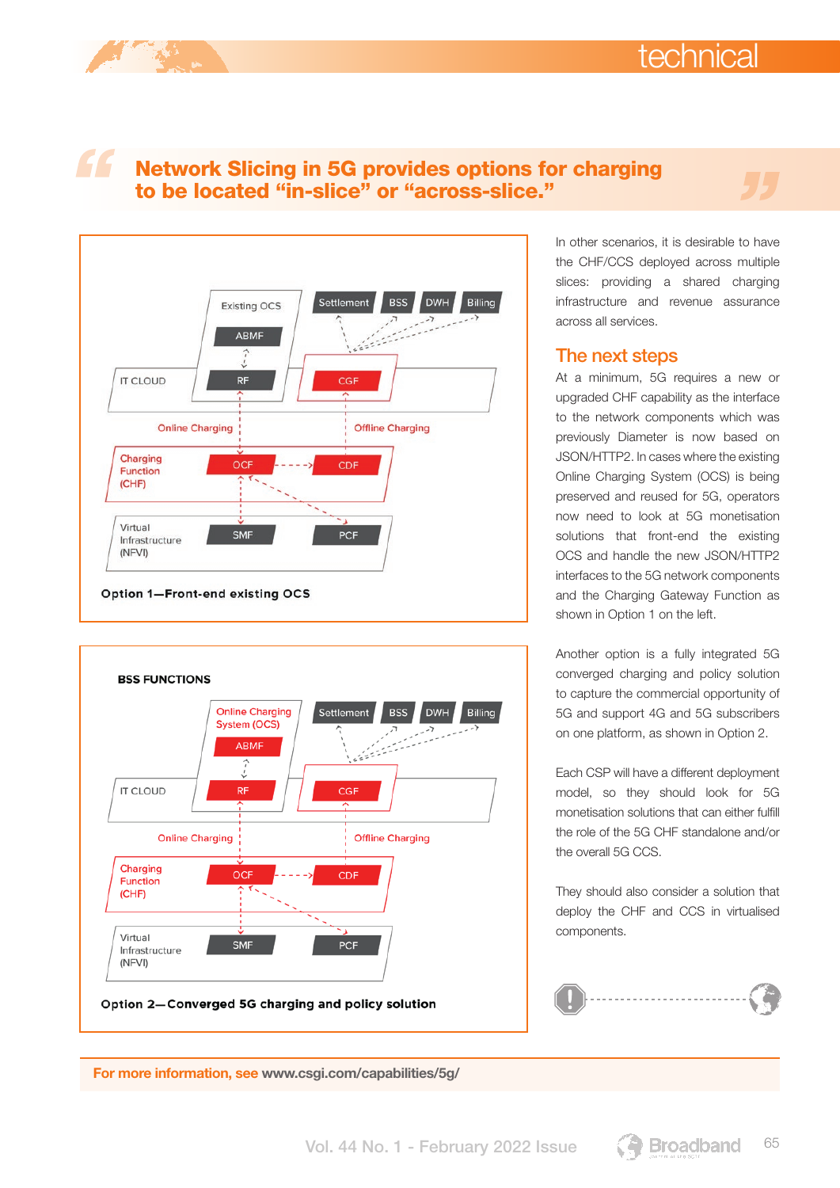> **Network Slicing in 5G provides options for charging to be located "in-slice" or "across-slice."**

Existing OCS
ABMF
RF
IT CLOUD
Settlement
BSS
DWH
Billing
CGF
Online Charging
Offline Charging
Charging Function (CHF)
OCF
CDF
Virtual Infrastructure (NFVI)
SMF
PCF

**Option 1—Front-end existing OCS**

BSS FUNCTIONS
Online Charging System (OCS)
ABMF
RF
IT CLOUD
Settlement
BSS
DWH
Billing
CGF
Online Charging
Offline Charging
Charging Function (CHF)
OCF
CDF
Virtual Infrastructure (NFVI)
SMF
PCF

**Option 2—Converged 5G charging and policy solution**

In other scenarios, it is desirable to have the CHF/CCS deployed across multiple slices: providing a shared charging infrastructure and revenue assurance across all services.

## The next steps

At a minimum, 5G requires a new or upgraded CHF capability as the interface to the network components which was previously Diameter is now based on JSON/HTTP2. In cases where the existing Online Charging System (OCS) is being preserved and reused for 5G, operators now need to look at 5G monetisation solutions that front-end the existing OCS and handle the new JSON/HTTP2 interfaces to the 5G network components and the Charging Gateway Function as shown in Option 1 on the left.

Another option is a fully integrated 5G converged charging and policy solution to capture the commercial opportunity of 5G and support 4G and 5G subscribers on one platform, as shown in Option 2.

Each CSP will have a different deployment model, so they should look for 5G monetisation solutions that can either fulfill the role of the 5G CHF standalone and/or the overall 5G CCS.

They should also consider a solution that deploy the CHF and CCS in virtualised components.

For more information, see www.csgi.com/capabilities/5g/